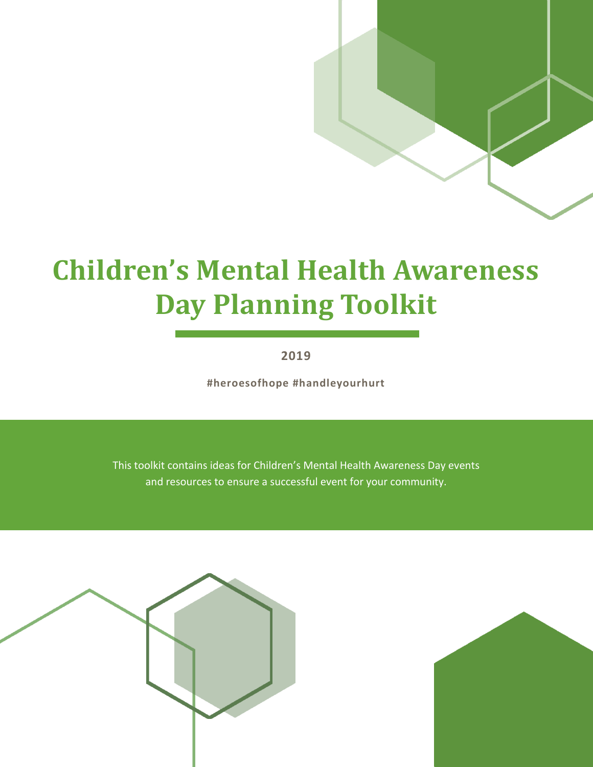# Children's Mental Health Awareness Day Planning Toolkit

**2019**

**#heroesofhope #handleyourhurt**

This toolkit contains ideas for Children's Mental Health Awareness Day events and resources to ensure a successful event for your community.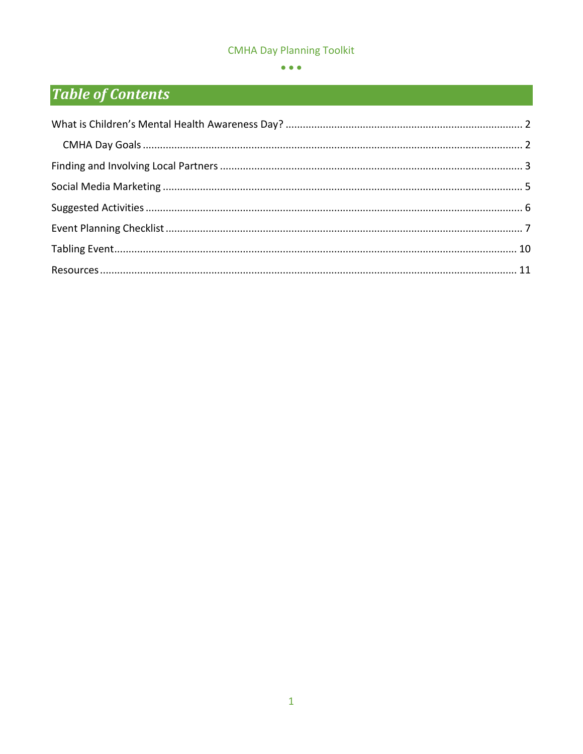# Table of Contents

What is Children's Mental Health Awareness Day? .................................................................................. 2

  CMHA Day Goals .................................................................................................................................. 2

Finding and Involving Local Partners ........................................................................................................ 3

Social Media Marketing ............................................................................................................................. 5

Suggested Activities .................................................................................................................................. 6

Event Planning Checklist ........................................................................................................................... 7

Tabling Event............................................................................................................................................. 10

Resources ................................................................................................................................................. 11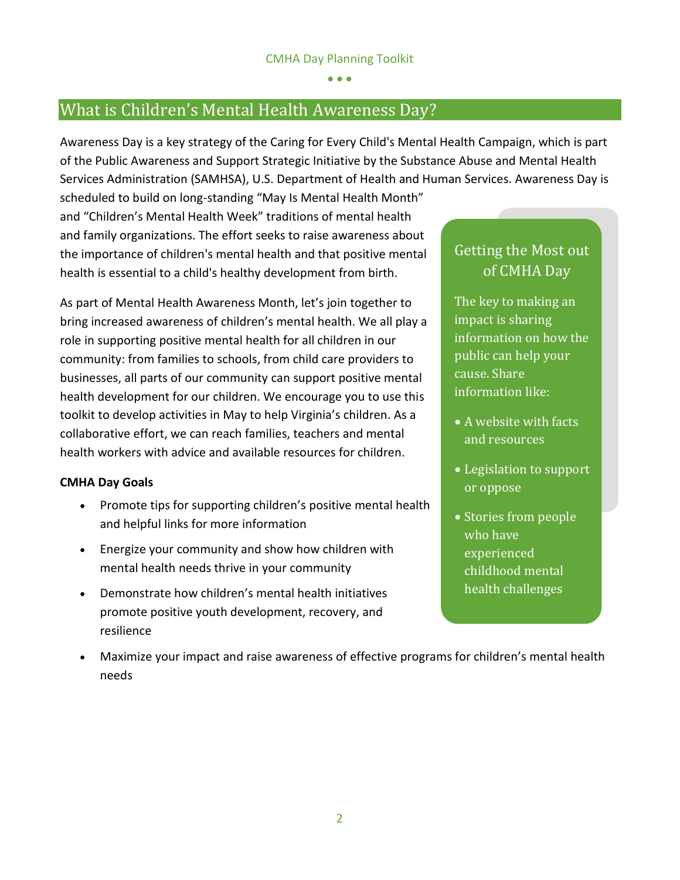## What is Children's Mental Health Awareness Day?

Awareness Day is a key strategy of the Caring for Every Child's Mental Health Campaign, which is part of the Public Awareness and Support Strategic Initiative by the Substance Abuse and Mental Health Services Administration (SAMHSA), U.S. Department of Health and Human Services. Awareness Day is scheduled to build on long-standing "May Is Mental Health Month" and "Children's Mental Health Week" traditions of mental health and family organizations. The effort seeks to raise awareness about the importance of children's mental health and that positive mental health is essential to a child's healthy development from birth.

As part of Mental Health Awareness Month, let's join together to bring increased awareness of children's mental health. We all play a role in supporting positive mental health for all children in our community: from families to schools, from child care providers to businesses, all parts of our community can support positive mental health development for our children. We encourage you to use this toolkit to develop activities in May to help Virginia's children. As a collaborative effort, we can reach families, teachers and mental health workers with advice and available resources for children.

**CMHA Day Goals**

- Promote tips for supporting children's positive mental health and helpful links for more information
- Energize your community and show how children with mental health needs thrive in your community
- Demonstrate how children's mental health initiatives promote positive youth development, recovery, and resilience
- Maximize your impact and raise awareness of effective programs for children's mental health needs

### Getting the Most out of CMHA Day

The key to making an impact is sharing information on how the public can help your cause. Share information like:

- A website with facts and resources
- Legislation to support or oppose
- Stories from people who have experienced childhood mental health challenges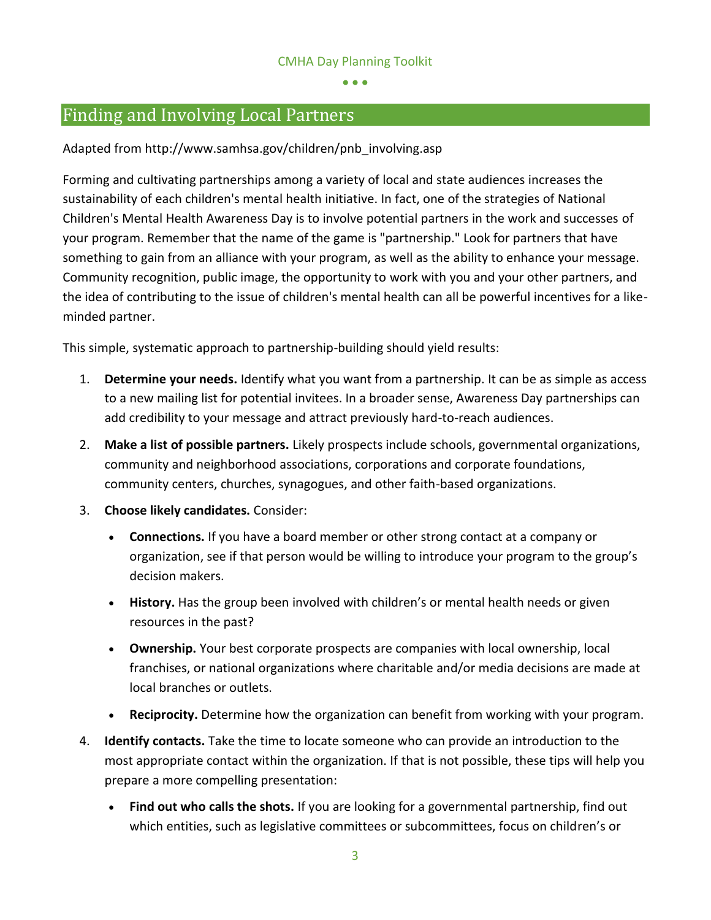## Finding and Involving Local Partners

Adapted from http://www.samhsa.gov/children/pnb_involving.asp

Forming and cultivating partnerships among a variety of local and state audiences increases the sustainability of each children's mental health initiative. In fact, one of the strategies of National Children's Mental Health Awareness Day is to involve potential partners in the work and successes of your program. Remember that the name of the game is "partnership." Look for partners that have something to gain from an alliance with your program, as well as the ability to enhance your message. Community recognition, public image, the opportunity to work with you and your other partners, and the idea of contributing to the issue of children's mental health can all be powerful incentives for a like-minded partner.

This simple, systematic approach to partnership-building should yield results:

1. **Determine your needs.** Identify what you want from a partnership. It can be as simple as access to a new mailing list for potential invitees. In a broader sense, Awareness Day partnerships can add credibility to your message and attract previously hard-to-reach audiences.
2. **Make a list of possible partners.** Likely prospects include schools, governmental organizations, community and neighborhood associations, corporations and corporate foundations, community centers, churches, synagogues, and other faith-based organizations.
3. **Choose likely candidates.** Consider:
   - **Connections.** If you have a board member or other strong contact at a company or organization, see if that person would be willing to introduce your program to the group's decision makers.
   - **History.** Has the group been involved with children's or mental health needs or given resources in the past?
   - **Ownership.** Your best corporate prospects are companies with local ownership, local franchises, or national organizations where charitable and/or media decisions are made at local branches or outlets.
   - **Reciprocity.** Determine how the organization can benefit from working with your program.
4. **Identify contacts.** Take the time to locate someone who can provide an introduction to the most appropriate contact within the organization. If that is not possible, these tips will help you prepare a more compelling presentation:
   - **Find out who calls the shots.** If you are looking for a governmental partnership, find out which entities, such as legislative committees or subcommittees, focus on children's or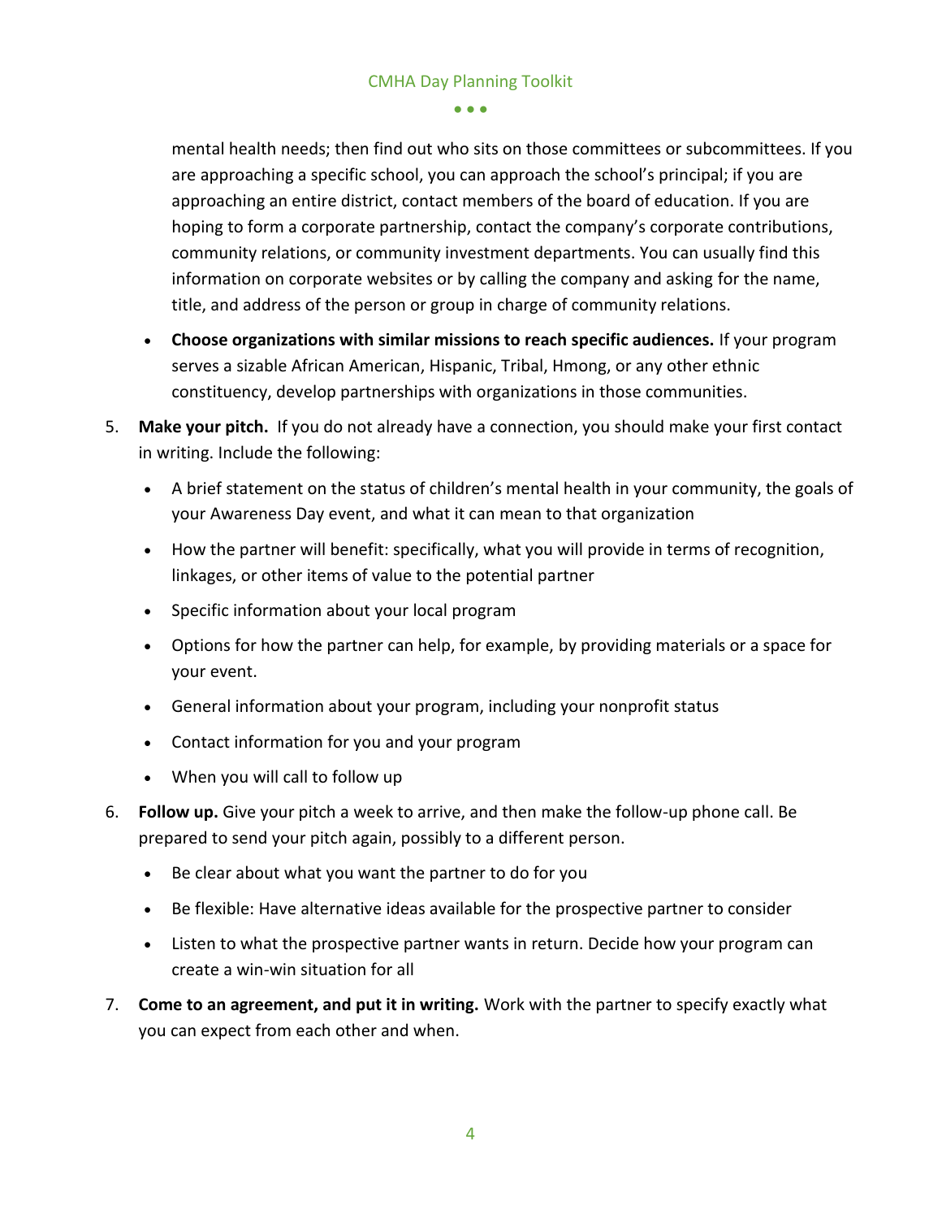mental health needs; then find out who sits on those committees or subcommittees. If you are approaching a specific school, you can approach the school's principal; if you are approaching an entire district, contact members of the board of education. If you are hoping to form a corporate partnership, contact the company's corporate contributions, community relations, or community investment departments. You can usually find this information on corporate websites or by calling the company and asking for the name, title, and address of the person or group in charge of community relations.

- **Choose organizations with similar missions to reach specific audiences.** If your program serves a sizable African American, Hispanic, Tribal, Hmong, or any other ethnic constituency, develop partnerships with organizations in those communities.

5. **Make your pitch.** If you do not already have a connection, you should make your first contact in writing. Include the following:
   - A brief statement on the status of children's mental health in your community, the goals of your Awareness Day event, and what it can mean to that organization
   - How the partner will benefit: specifically, what you will provide in terms of recognition, linkages, or other items of value to the potential partner
   - Specific information about your local program
   - Options for how the partner can help, for example, by providing materials or a space for your event.
   - General information about your program, including your nonprofit status
   - Contact information for you and your program
   - When you will call to follow up
6. **Follow up.** Give your pitch a week to arrive, and then make the follow-up phone call. Be prepared to send your pitch again, possibly to a different person.
   - Be clear about what you want the partner to do for you
   - Be flexible: Have alternative ideas available for the prospective partner to consider
   - Listen to what the prospective partner wants in return. Decide how your program can create a win-win situation for all
7. **Come to an agreement, and put it in writing.** Work with the partner to specify exactly what you can expect from each other and when.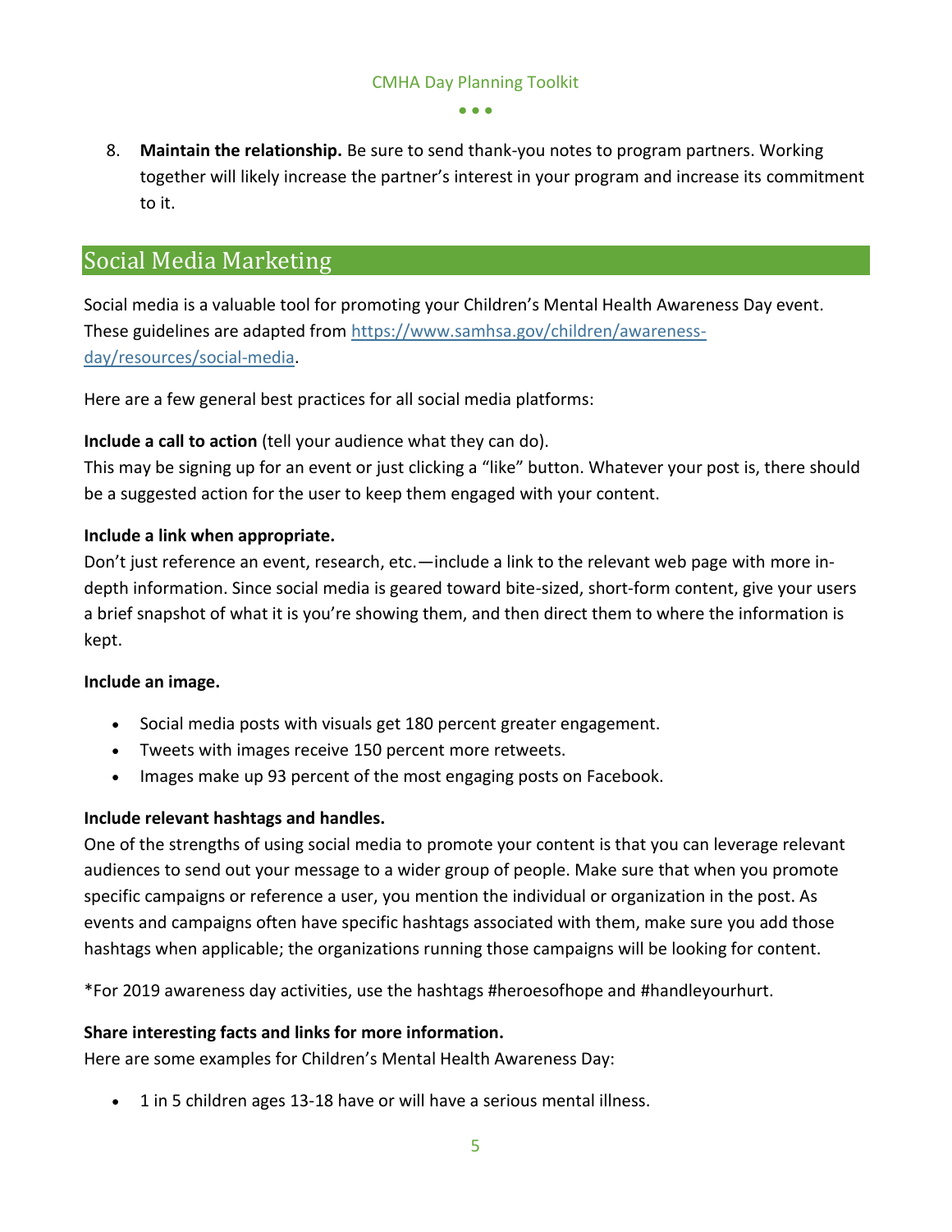8. **Maintain the relationship.** Be sure to send thank-you notes to program partners. Working together will likely increase the partner's interest in your program and increase its commitment to it.

## Social Media Marketing

Social media is a valuable tool for promoting your Children's Mental Health Awareness Day event. These guidelines are adapted from [https://www.samhsa.gov/children/awareness-day/resources/social-media](https://www.samhsa.gov/children/awareness-day/resources/social-media).

Here are a few general best practices for all social media platforms:

**Include a call to action** (tell your audience what they can do).
This may be signing up for an event or just clicking a "like" button. Whatever your post is, there should be a suggested action for the user to keep them engaged with your content.

**Include a link when appropriate.**
Don't just reference an event, research, etc.—include a link to the relevant web page with more in-depth information. Since social media is geared toward bite-sized, short-form content, give your users a brief snapshot of what it is you're showing them, and then direct them to where the information is kept.

**Include an image.**

- Social media posts with visuals get 180 percent greater engagement.
- Tweets with images receive 150 percent more retweets.
- Images make up 93 percent of the most engaging posts on Facebook.

**Include relevant hashtags and handles.**
One of the strengths of using social media to promote your content is that you can leverage relevant audiences to send out your message to a wider group of people. Make sure that when you promote specific campaigns or reference a user, you mention the individual or organization in the post. As events and campaigns often have specific hashtags associated with them, make sure you add those hashtags when applicable; the organizations running those campaigns will be looking for content.

*For 2019 awareness day activities, use the hashtags #heroesofhope and #handleyourhurt.

**Share interesting facts and links for more information.**
Here are some examples for Children's Mental Health Awareness Day:

- 1 in 5 children ages 13-18 have or will have a serious mental illness.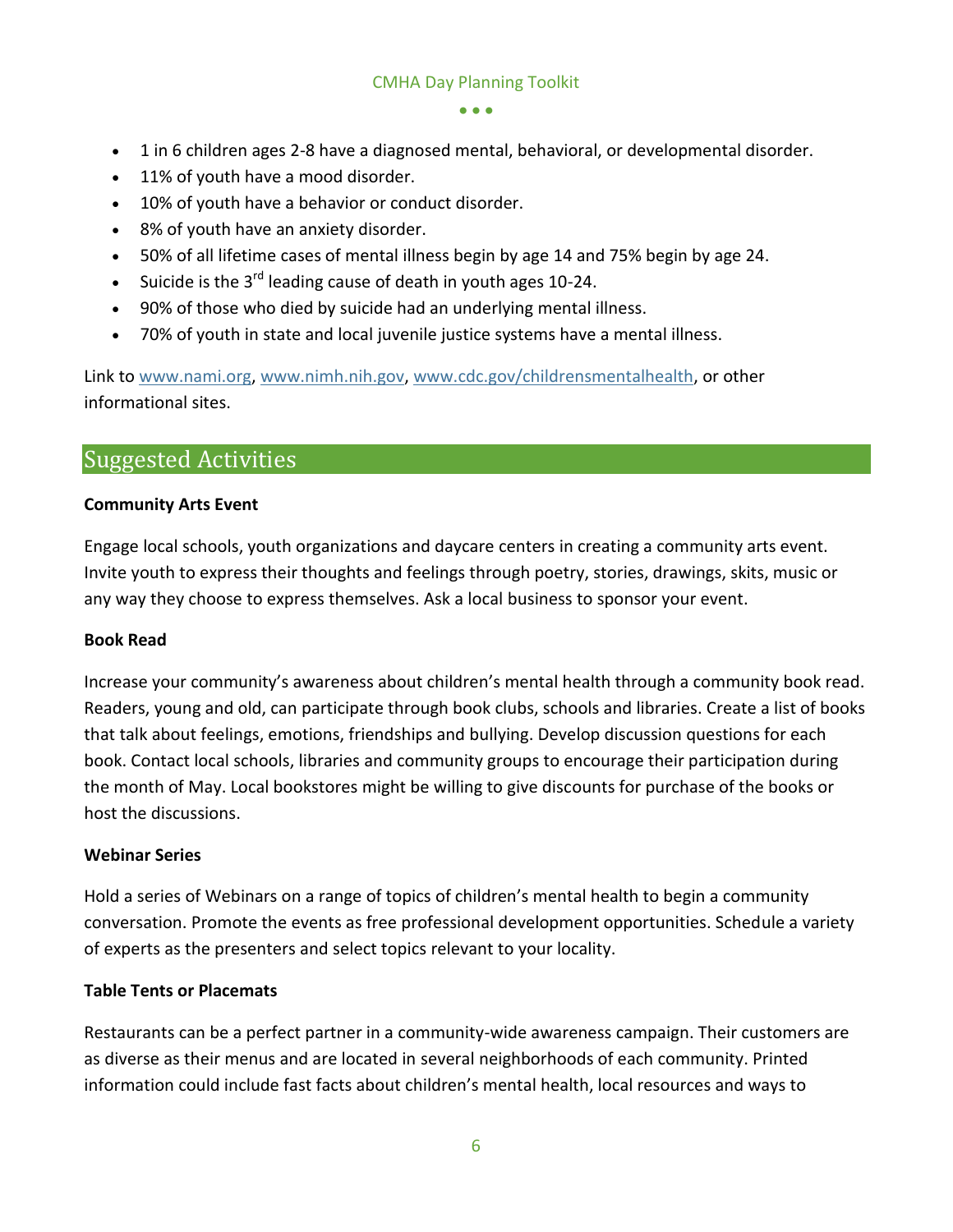- 1 in 6 children ages 2-8 have a diagnosed mental, behavioral, or developmental disorder.
- 11% of youth have a mood disorder.
- 10% of youth have a behavior or conduct disorder.
- 8% of youth have an anxiety disorder.
- 50% of all lifetime cases of mental illness begin by age 14 and 75% begin by age 24.
- Suicide is the 3rd leading cause of death in youth ages 10-24.
- 90% of those who died by suicide had an underlying mental illness.
- 70% of youth in state and local juvenile justice systems have a mental illness.

Link to www.nami.org, www.nimh.nih.gov, www.cdc.gov/childrensmentalhealth, or other informational sites.

## Suggested Activities

**Community Arts Event**

Engage local schools, youth organizations and daycare centers in creating a community arts event. Invite youth to express their thoughts and feelings through poetry, stories, drawings, skits, music or any way they choose to express themselves. Ask a local business to sponsor your event.

**Book Read**

Increase your community's awareness about children's mental health through a community book read. Readers, young and old, can participate through book clubs, schools and libraries. Create a list of books that talk about feelings, emotions, friendships and bullying. Develop discussion questions for each book. Contact local schools, libraries and community groups to encourage their participation during the month of May. Local bookstores might be willing to give discounts for purchase of the books or host the discussions.

**Webinar Series**

Hold a series of Webinars on a range of topics of children's mental health to begin a community conversation. Promote the events as free professional development opportunities. Schedule a variety of experts as the presenters and select topics relevant to your locality.

**Table Tents or Placemats**

Restaurants can be a perfect partner in a community-wide awareness campaign. Their customers are as diverse as their menus and are located in several neighborhoods of each community. Printed information could include fast facts about children's mental health, local resources and ways to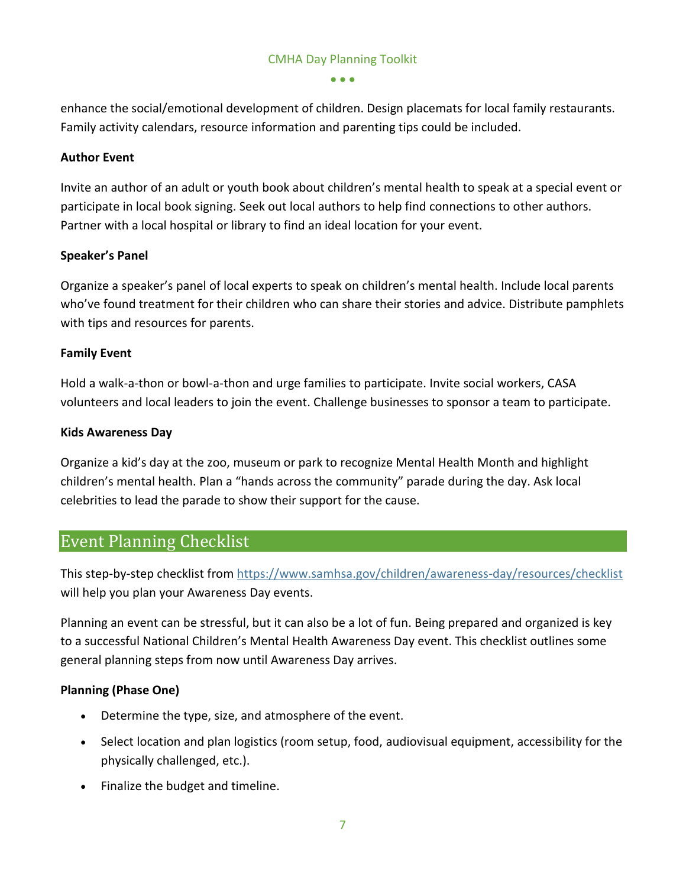enhance the social/emotional development of children. Design placemats for local family restaurants. Family activity calendars, resource information and parenting tips could be included.

**Author Event**

Invite an author of an adult or youth book about children's mental health to speak at a special event or participate in local book signing. Seek out local authors to help find connections to other authors. Partner with a local hospital or library to find an ideal location for your event.

**Speaker's Panel**

Organize a speaker's panel of local experts to speak on children's mental health. Include local parents who've found treatment for their children who can share their stories and advice. Distribute pamphlets with tips and resources for parents.

**Family Event**

Hold a walk-a-thon or bowl-a-thon and urge families to participate. Invite social workers, CASA volunteers and local leaders to join the event. Challenge businesses to sponsor a team to participate.

**Kids Awareness Day**

Organize a kid's day at the zoo, museum or park to recognize Mental Health Month and highlight children's mental health. Plan a "hands across the community" parade during the day. Ask local celebrities to lead the parade to show their support for the cause.

## Event Planning Checklist

This step-by-step checklist from https://www.samhsa.gov/children/awareness-day/resources/checklist will help you plan your Awareness Day events.

Planning an event can be stressful, but it can also be a lot of fun. Being prepared and organized is key to a successful National Children's Mental Health Awareness Day event. This checklist outlines some general planning steps from now until Awareness Day arrives.

**Planning (Phase One)**

- Determine the type, size, and atmosphere of the event.
- Select location and plan logistics (room setup, food, audiovisual equipment, accessibility for the physically challenged, etc.).
- Finalize the budget and timeline.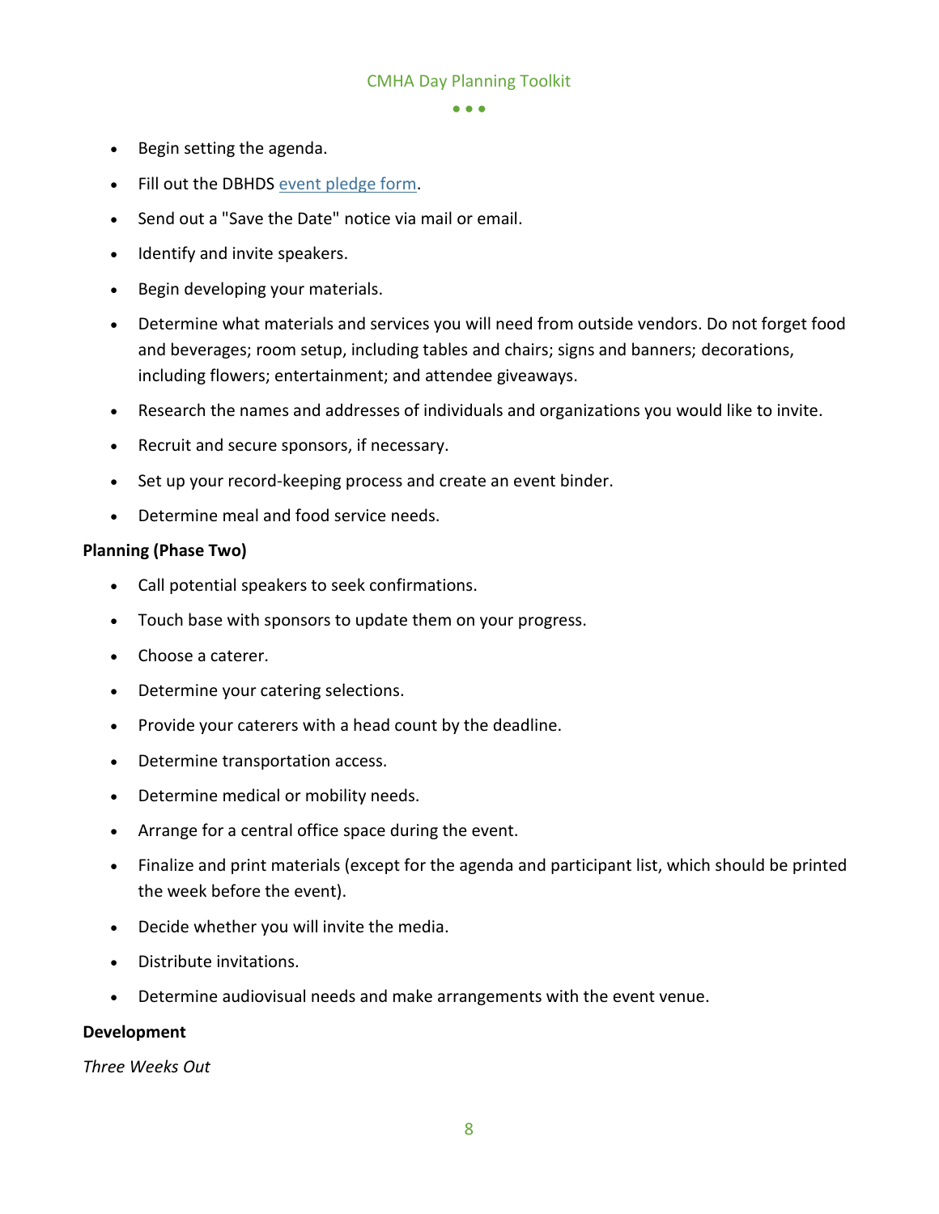- Begin setting the agenda.
- Fill out the DBHDS event pledge form.
- Send out a "Save the Date" notice via mail or email.
- Identify and invite speakers.
- Begin developing your materials.
- Determine what materials and services you will need from outside vendors. Do not forget food and beverages; room setup, including tables and chairs; signs and banners; decorations, including flowers; entertainment; and attendee giveaways.
- Research the names and addresses of individuals and organizations you would like to invite.
- Recruit and secure sponsors, if necessary.
- Set up your record-keeping process and create an event binder.
- Determine meal and food service needs.

**Planning (Phase Two)**

- Call potential speakers to seek confirmations.
- Touch base with sponsors to update them on your progress.
- Choose a caterer.
- Determine your catering selections.
- Provide your caterers with a head count by the deadline.
- Determine transportation access.
- Determine medical or mobility needs.
- Arrange for a central office space during the event.
- Finalize and print materials (except for the agenda and participant list, which should be printed the week before the event).
- Decide whether you will invite the media.
- Distribute invitations.
- Determine audiovisual needs and make arrangements with the event venue.

**Development**

*Three Weeks Out*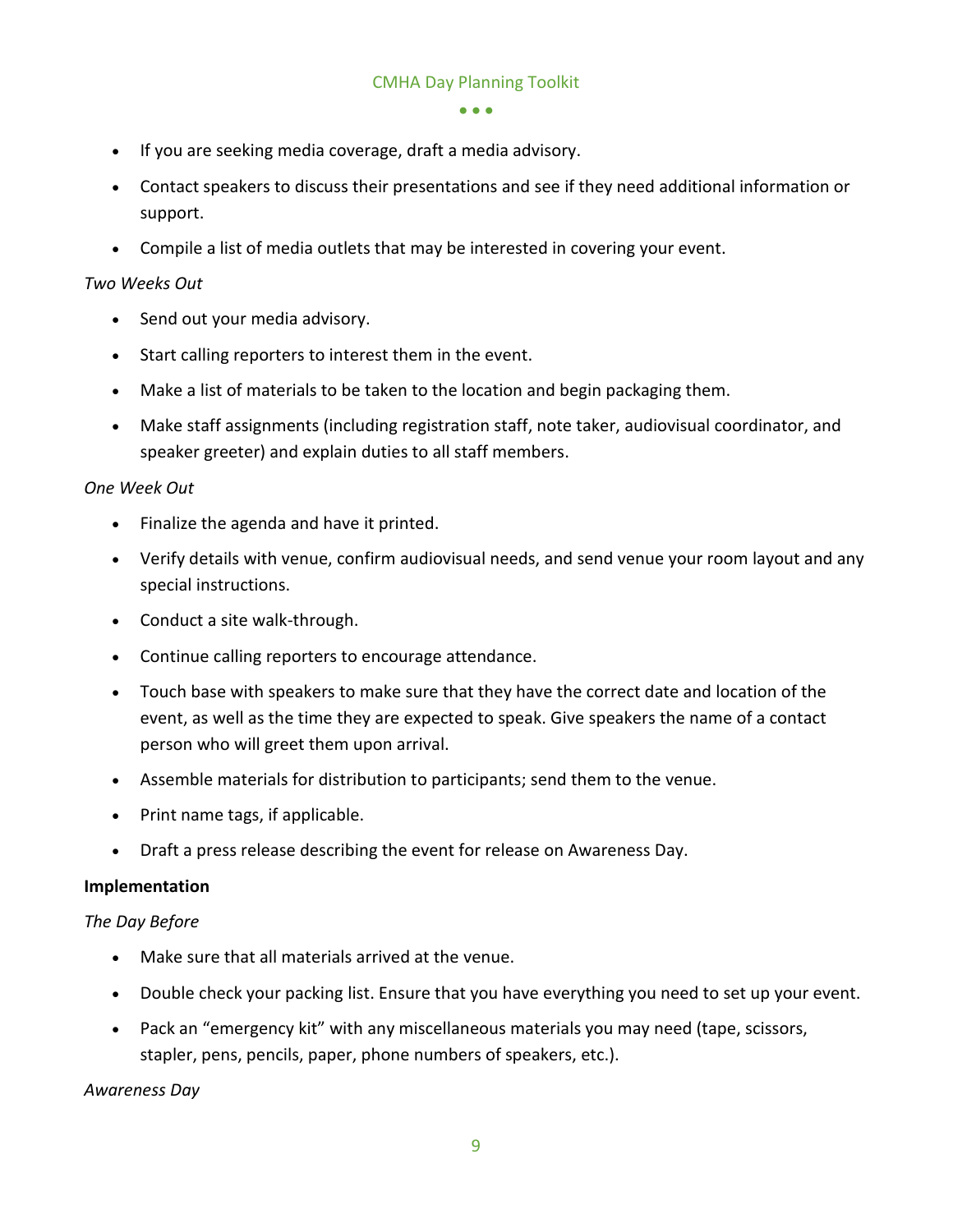- If you are seeking media coverage, draft a media advisory.
- Contact speakers to discuss their presentations and see if they need additional information or support.
- Compile a list of media outlets that may be interested in covering your event.

*Two Weeks Out*

- Send out your media advisory.
- Start calling reporters to interest them in the event.
- Make a list of materials to be taken to the location and begin packaging them.
- Make staff assignments (including registration staff, note taker, audiovisual coordinator, and speaker greeter) and explain duties to all staff members.

*One Week Out*

- Finalize the agenda and have it printed.
- Verify details with venue, confirm audiovisual needs, and send venue your room layout and any special instructions.
- Conduct a site walk-through.
- Continue calling reporters to encourage attendance.
- Touch base with speakers to make sure that they have the correct date and location of the event, as well as the time they are expected to speak. Give speakers the name of a contact person who will greet them upon arrival.
- Assemble materials for distribution to participants; send them to the venue.
- Print name tags, if applicable.
- Draft a press release describing the event for release on Awareness Day.

**Implementation**

*The Day Before*

- Make sure that all materials arrived at the venue.
- Double check your packing list. Ensure that you have everything you need to set up your event.
- Pack an "emergency kit" with any miscellaneous materials you may need (tape, scissors, stapler, pens, pencils, paper, phone numbers of speakers, etc.).

*Awareness Day*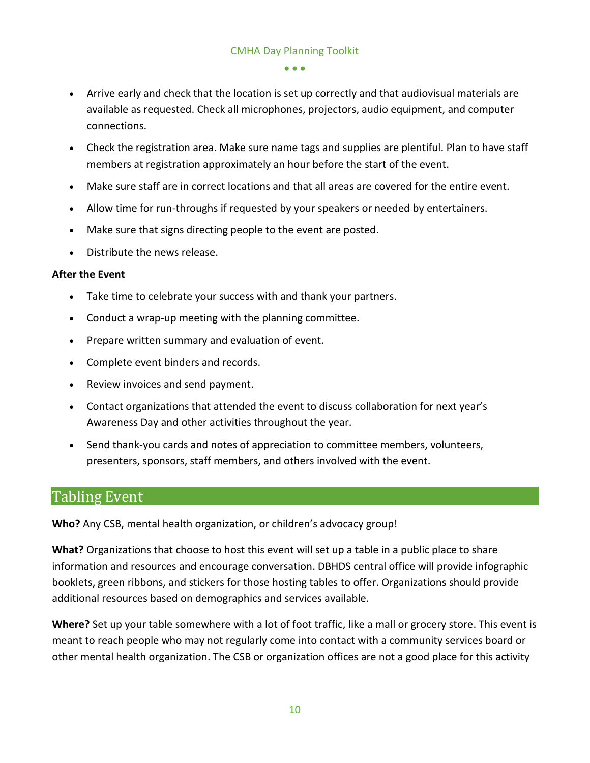- Arrive early and check that the location is set up correctly and that audiovisual materials are available as requested. Check all microphones, projectors, audio equipment, and computer connections.
- Check the registration area. Make sure name tags and supplies are plentiful. Plan to have staff members at registration approximately an hour before the start of the event.
- Make sure staff are in correct locations and that all areas are covered for the entire event.
- Allow time for run-throughs if requested by your speakers or needed by entertainers.
- Make sure that signs directing people to the event are posted.
- Distribute the news release.

**After the Event**

- Take time to celebrate your success with and thank your partners.
- Conduct a wrap-up meeting with the planning committee.
- Prepare written summary and evaluation of event.
- Complete event binders and records.
- Review invoices and send payment.
- Contact organizations that attended the event to discuss collaboration for next year's Awareness Day and other activities throughout the year.
- Send thank-you cards and notes of appreciation to committee members, volunteers, presenters, sponsors, staff members, and others involved with the event.

## Tabling Event

**Who?** Any CSB, mental health organization, or children's advocacy group!

**What?** Organizations that choose to host this event will set up a table in a public place to share information and resources and encourage conversation. DBHDS central office will provide infographic booklets, green ribbons, and stickers for those hosting tables to offer. Organizations should provide additional resources based on demographics and services available.

**Where?** Set up your table somewhere with a lot of foot traffic, like a mall or grocery store. This event is meant to reach people who may not regularly come into contact with a community services board or other mental health organization. The CSB or organization offices are not a good place for this activity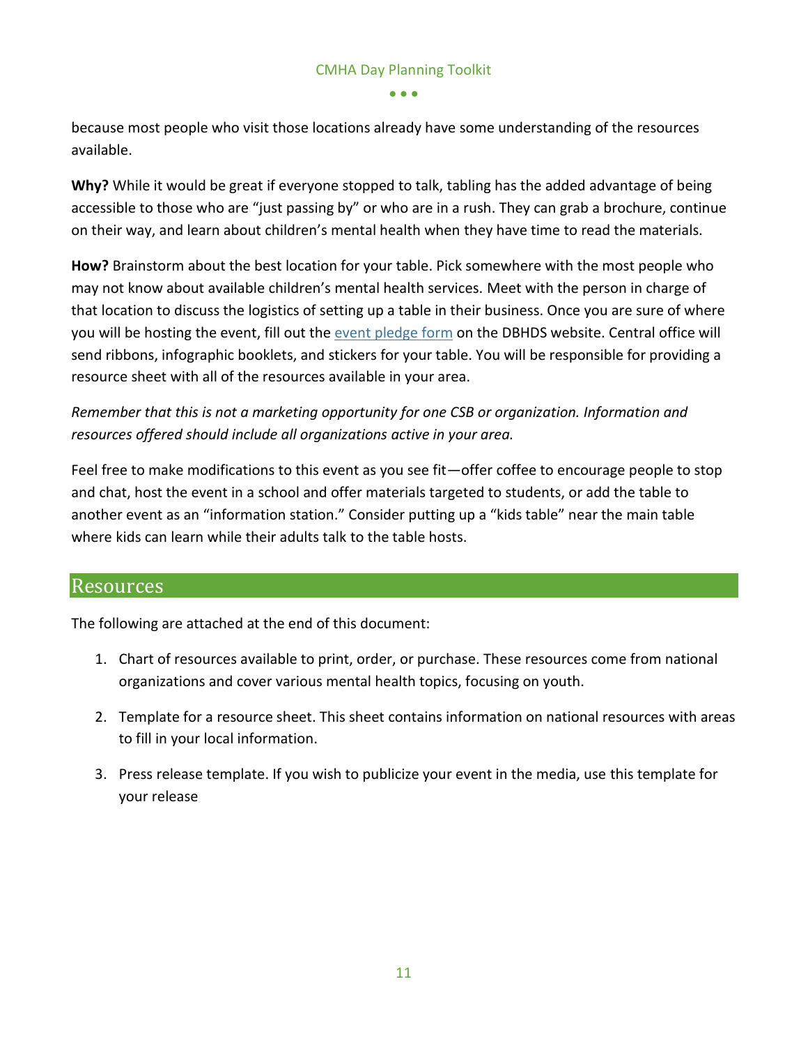because most people who visit those locations already have some understanding of the resources available.

**Why?** While it would be great if everyone stopped to talk, tabling has the added advantage of being accessible to those who are "just passing by" or who are in a rush. They can grab a brochure, continue on their way, and learn about children's mental health when they have time to read the materials.

**How?** Brainstorm about the best location for your table. Pick somewhere with the most people who may not know about available children's mental health services. Meet with the person in charge of that location to discuss the logistics of setting up a table in their business. Once you are sure of where you will be hosting the event, fill out the event pledge form on the DBHDS website. Central office will send ribbons, infographic booklets, and stickers for your table. You will be responsible for providing a resource sheet with all of the resources available in your area.

*Remember that this is not a marketing opportunity for one CSB or organization. Information and resources offered should include all organizations active in your area.*

Feel free to make modifications to this event as you see fit—offer coffee to encourage people to stop and chat, host the event in a school and offer materials targeted to students, or add the table to another event as an "information station." Consider putting up a "kids table" near the main table where kids can learn while their adults talk to the table hosts.

## Resources

The following are attached at the end of this document:

1. Chart of resources available to print, order, or purchase. These resources come from national organizations and cover various mental health topics, focusing on youth.
2. Template for a resource sheet. This sheet contains information on national resources with areas to fill in your local information.
3. Press release template. If you wish to publicize your event in the media, use this template for your release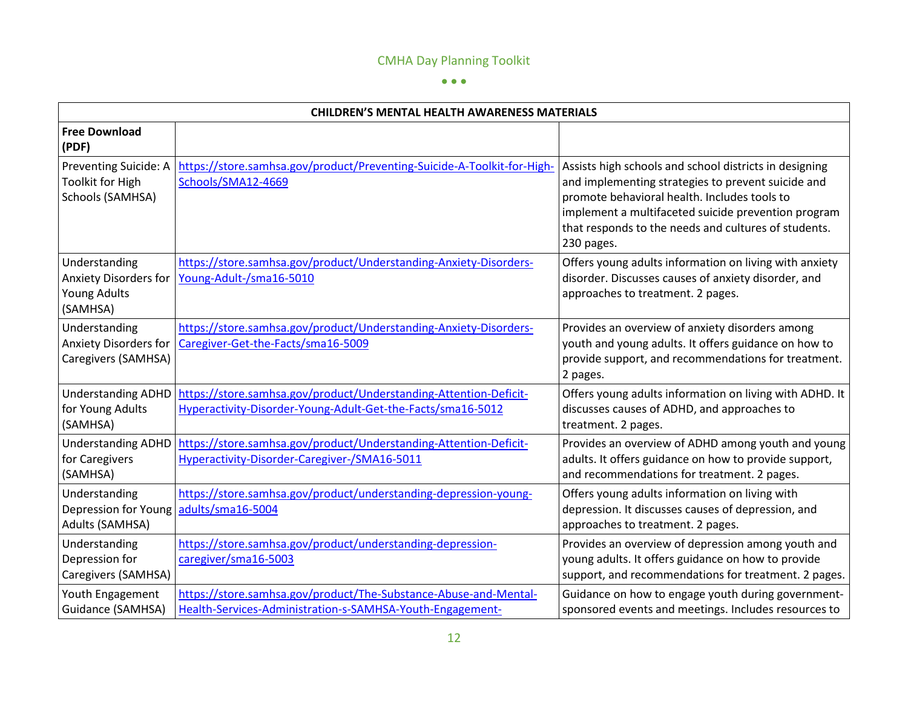| CHILDREN'S MENTAL HEALTH AWARENESS MATERIALS | | |
|---|---|---|
| **Free Download (PDF)** | | |
| Preventing Suicide: A Toolkit for High Schools (SAMHSA) | https://store.samhsa.gov/product/Preventing-Suicide-A-Toolkit-for-High-Schools/SMA12-4669 | Assists high schools and school districts in designing and implementing strategies to prevent suicide and promote behavioral health. Includes tools to implement a multifaceted suicide prevention program that responds to the needs and cultures of students. 230 pages. |
| Understanding Anxiety Disorders for Young Adults (SAMHSA) | https://store.samhsa.gov/product/Understanding-Anxiety-Disorders-Young-Adult-/sma16-5010 | Offers young adults information on living with anxiety disorder. Discusses causes of anxiety disorder, and approaches to treatment. 2 pages. |
| Understanding Anxiety Disorders for Caregivers (SAMHSA) | https://store.samhsa.gov/product/Understanding-Anxiety-Disorders-Caregiver-Get-the-Facts/sma16-5009 | Provides an overview of anxiety disorders among youth and young adults. It offers guidance on how to provide support, and recommendations for treatment. 2 pages. |
| Understanding ADHD for Young Adults (SAMHSA) | https://store.samhsa.gov/product/Understanding-Attention-Deficit-Hyperactivity-Disorder-Young-Adult-Get-the-Facts/sma16-5012 | Offers young adults information on living with ADHD. It discusses causes of ADHD, and approaches to treatment. 2 pages. |
| Understanding ADHD for Caregivers (SAMHSA) | https://store.samhsa.gov/product/Understanding-Attention-Deficit-Hyperactivity-Disorder-Caregiver-/SMA16-5011 | Provides an overview of ADHD among youth and young adults. It offers guidance on how to provide support, and recommendations for treatment. 2 pages. |
| Understanding Depression for Young Adults (SAMHSA) | https://store.samhsa.gov/product/understanding-depression-young-adults/sma16-5004 | Offers young adults information on living with depression. It discusses causes of depression, and approaches to treatment. 2 pages. |
| Understanding Depression for Caregivers (SAMHSA) | https://store.samhsa.gov/product/understanding-depression-caregiver/sma16-5003 | Provides an overview of depression among youth and young adults. It offers guidance on how to provide support, and recommendations for treatment. 2 pages. |
| Youth Engagement Guidance (SAMHSA) | https://store.samhsa.gov/product/The-Substance-Abuse-and-Mental-Health-Services-Administration-s-SAMHSA-Youth-Engagement- | Guidance on how to engage youth during government-sponsored events and meetings. Includes resources to |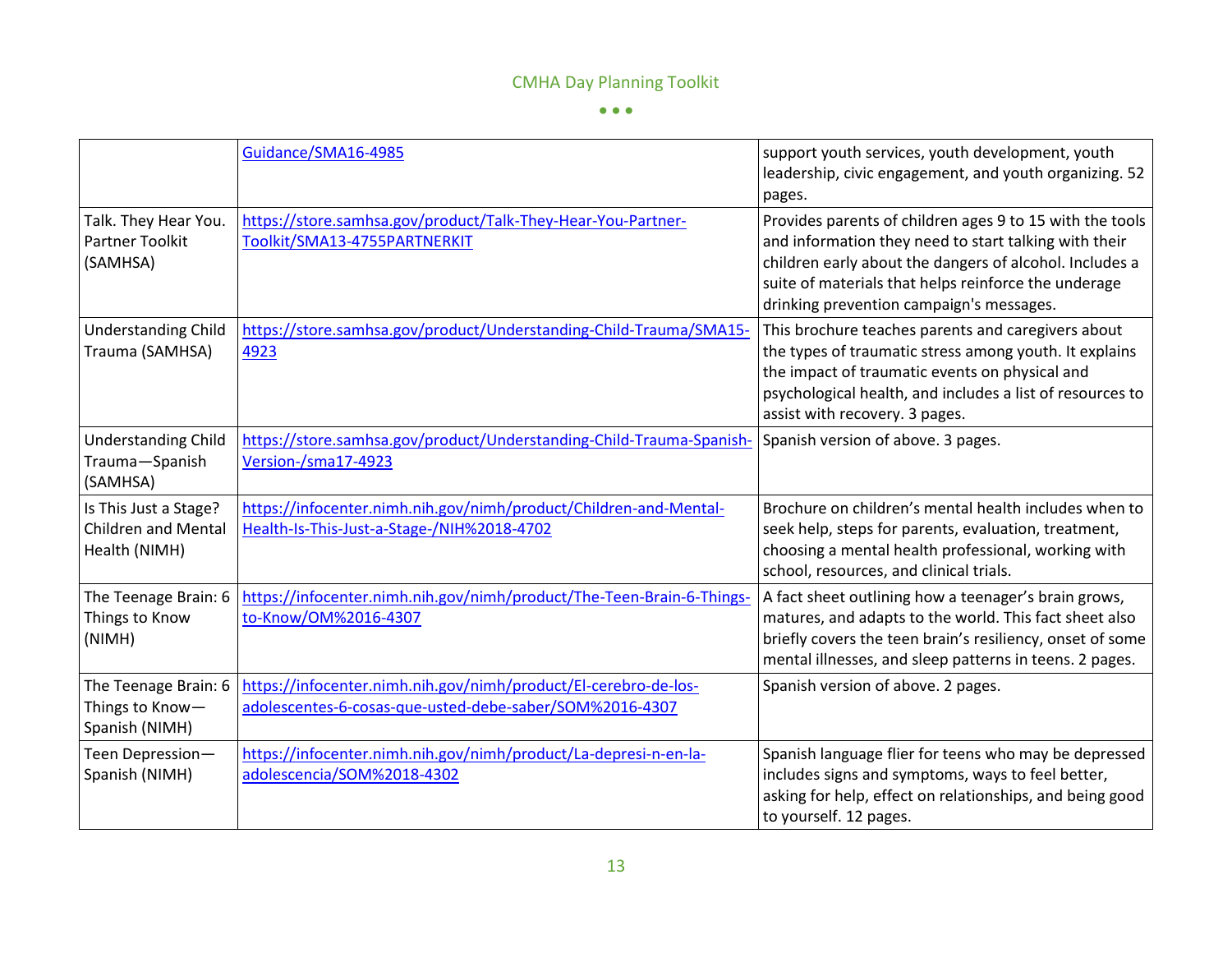| | | |
|---|---|---|
| | Guidance/SMA16-4985 | support youth services, youth development, youth leadership, civic engagement, and youth organizing. 52 pages. |
| Talk. They Hear You. Partner Toolkit (SAMHSA) | https://store.samhsa.gov/product/Talk-They-Hear-You-Partner-Toolkit/SMA13-4755PARTNERKIT | Provides parents of children ages 9 to 15 with the tools and information they need to start talking with their children early about the dangers of alcohol. Includes a suite of materials that helps reinforce the underage drinking prevention campaign's messages. |
| Understanding Child Trauma (SAMHSA) | https://store.samhsa.gov/product/Understanding-Child-Trauma/SMA15-4923 | This brochure teaches parents and caregivers about the types of traumatic stress among youth. It explains the impact of traumatic events on physical and psychological health, and includes a list of resources to assist with recovery. 3 pages. |
| Understanding Child Trauma—Spanish (SAMHSA) | https://store.samhsa.gov/product/Understanding-Child-Trauma-Spanish-Version-/sma17-4923 | Spanish version of above. 3 pages. |
| Is This Just a Stage? Children and Mental Health (NIMH) | https://infocenter.nimh.nih.gov/nimh/product/Children-and-Mental-Health-Is-This-Just-a-Stage-/NIH%2018-4702 | Brochure on children's mental health includes when to seek help, steps for parents, evaluation, treatment, choosing a mental health professional, working with school, resources, and clinical trials. |
| The Teenage Brain: 6 Things to Know (NIMH) | https://infocenter.nimh.nih.gov/nimh/product/The-Teen-Brain-6-Things-to-Know/OM%2016-4307 | A fact sheet outlining how a teenager's brain grows, matures, and adapts to the world. This fact sheet also briefly covers the teen brain's resiliency, onset of some mental illnesses, and sleep patterns in teens. 2 pages. |
| The Teenage Brain: 6 Things to Know—Spanish (NIMH) | https://infocenter.nimh.nih.gov/nimh/product/El-cerebro-de-los-adolescentes-6-cosas-que-usted-debe-saber/SOM%2016-4307 | Spanish version of above. 2 pages. |
| Teen Depression—Spanish (NIMH) | https://infocenter.nimh.nih.gov/nimh/product/La-depresi-n-en-la-adolescencia/SOM%2018-4302 | Spanish language flier for teens who may be depressed includes signs and symptoms, ways to feel better, asking for help, effect on relationships, and being good to yourself. 12 pages. |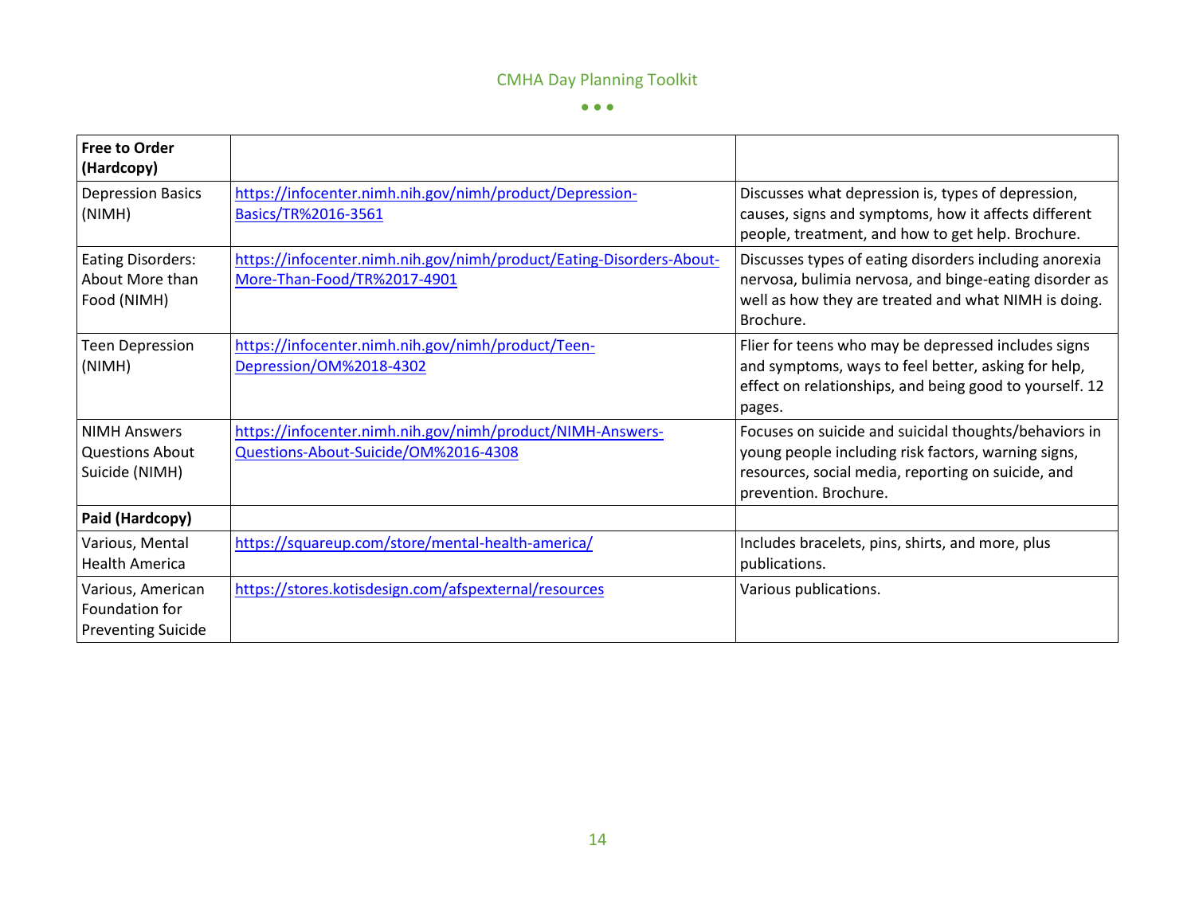| **Free to Order (Hardcopy)** | | |
|---|---|---|
| Depression Basics (NIMH) | https://infocenter.nimh.nih.gov/nimh/product/Depression-Basics/TR%2016-3561 | Discusses what depression is, types of depression, causes, signs and symptoms, how it affects different people, treatment, and how to get help. Brochure. |
| Eating Disorders: About More than Food (NIMH) | https://infocenter.nimh.nih.gov/nimh/product/Eating-Disorders-About-More-Than-Food/TR%2017-4901 | Discusses types of eating disorders including anorexia nervosa, bulimia nervosa, and binge-eating disorder as well as how they are treated and what NIMH is doing. Brochure. |
| Teen Depression (NIMH) | https://infocenter.nimh.nih.gov/nimh/product/Teen-Depression/OM%2018-4302 | Flier for teens who may be depressed includes signs and symptoms, ways to feel better, asking for help, effect on relationships, and being good to yourself. 12 pages. |
| NIMH Answers Questions About Suicide (NIMH) | https://infocenter.nimh.nih.gov/nimh/product/NIMH-Answers-Questions-About-Suicide/OM%2016-4308 | Focuses on suicide and suicidal thoughts/behaviors in young people including risk factors, warning signs, resources, social media, reporting on suicide, and prevention. Brochure. |
| **Paid (Hardcopy)** | | |
| Various, Mental Health America | https://squareup.com/store/mental-health-america/ | Includes bracelets, pins, shirts, and more, plus publications. |
| Various, American Foundation for Preventing Suicide | https://stores.kotisdesign.com/afspexternal/resources | Various publications. |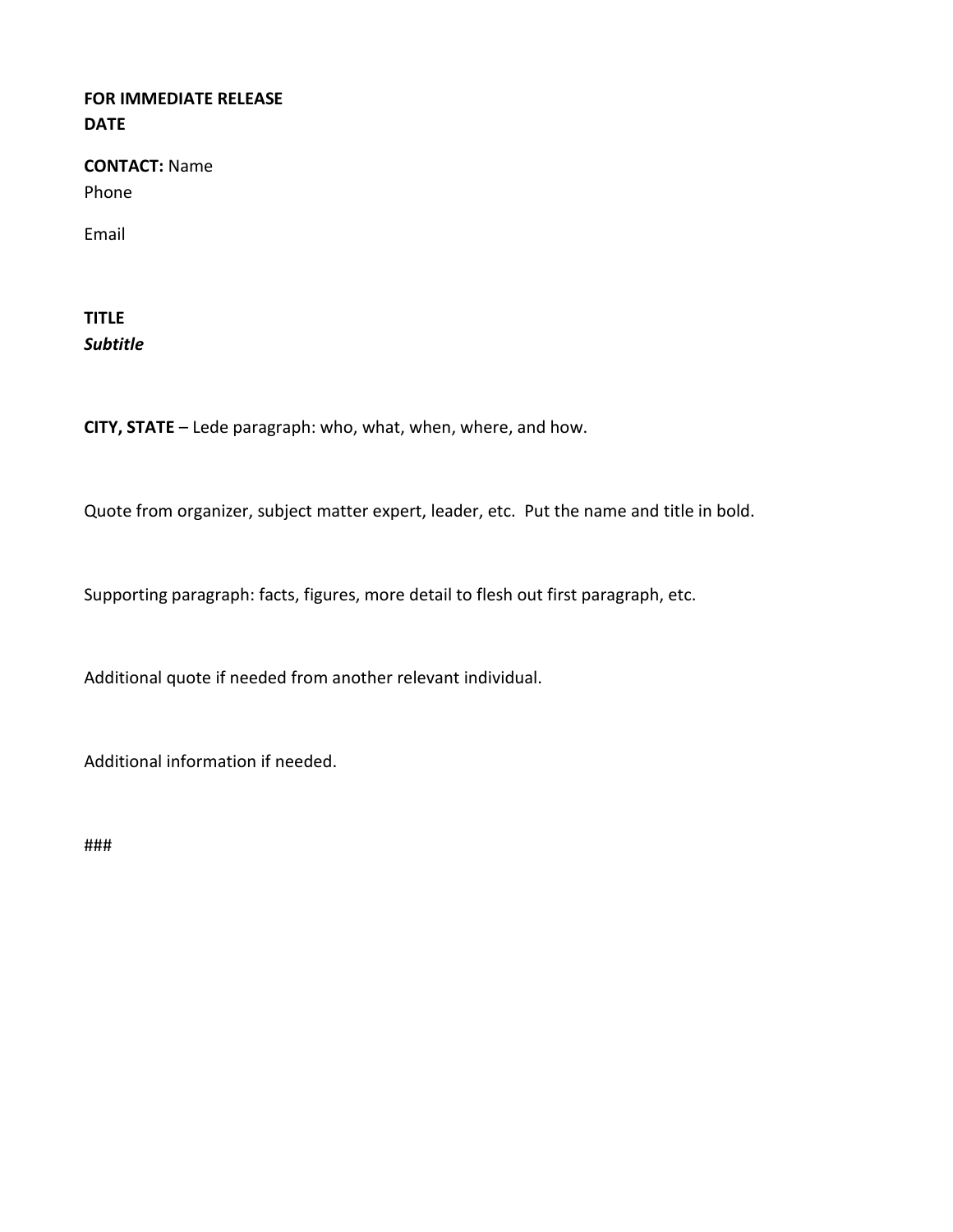**FOR IMMEDIATE RELEASE**
**DATE**

**CONTACT:** Name
Phone

Email

**TITLE**
***Subtitle***

**CITY, STATE** – Lede paragraph: who, what, when, where, and how.

Quote from organizer, subject matter expert, leader, etc. Put the name and title in bold.

Supporting paragraph: facts, figures, more detail to flesh out first paragraph, etc.

Additional quote if needed from another relevant individual.

Additional information if needed.

###